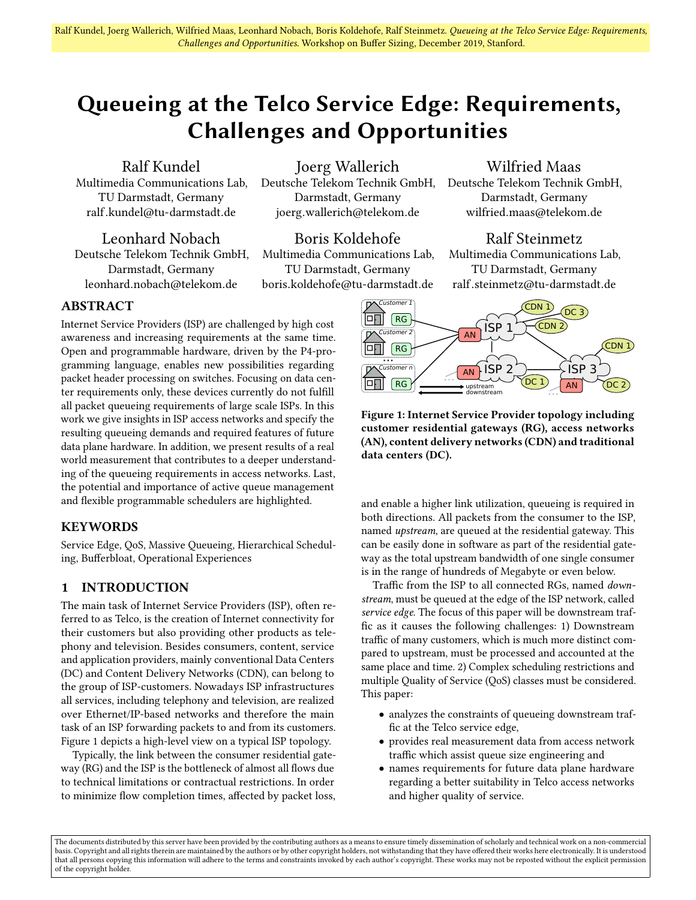Ralf Kundel, Joerg Wallerich, Wilfried Maas, Leonhard Nobach, Boris Koldehofe, Ralf Steinmetz. *Queueing at the Telco Service Edge: Requirements, Challenges and Opportunities*. Workshop on Buffer Sizing, December 2019, Stanford.

# Queueing at the Telco Service Edge: Requirements, Challenges and Opportunities

Ralf Kundel
Multimedia Communications Lab, TU Darmstadt, Germany
ralf.kundel@tu-darmstadt.de

Joerg Wallerich
Deutsche Telekom Technik GmbH, Darmstadt, Germany
joerg.wallerich@telekom.de

Wilfried Maas
Deutsche Telekom Technik GmbH, Darmstadt, Germany
wilfried.maas@telekom.de

Leonhard Nobach
Deutsche Telekom Technik GmbH, Darmstadt, Germany
leonhard.nobach@telekom.de

Boris Koldehofe
Multimedia Communications Lab, TU Darmstadt, Germany
boris.koldehofe@tu-darmstadt.de

Ralf Steinmetz
Multimedia Communications Lab, TU Darmstadt, Germany
ralf.steinmetz@tu-darmstadt.de

## ABSTRACT

Internet Service Providers (ISP) are challenged by high cost awareness and increasing requirements at the same time. Open and programmable hardware, driven by the P4-programming language, enables new possibilities regarding packet header processing on switches. Focusing on data center requirements only, these devices currently do not fulfill all packet queueing requirements of large scale ISPs. In this work we give insights in ISP access networks and specify the resulting queueing demands and required features of future data plane hardware. In addition, we present results of a real world measurement that contributes to a deeper understanding of the queueing requirements in access networks. Last, the potential and importance of active queue management and flexible programmable schedulers are highlighted.

## KEYWORDS

Service Edge, QoS, Massive Queueing, Hierarchical Scheduling, Bufferbloat, Operational Experiences

## 1 INTRODUCTION

The main task of Internet Service Providers (ISP), often referred to as Telco, is the creation of Internet connectivity for their customers but also providing other products as telephony and television. Besides consumers, content, service and application providers, mainly conventional Data Centers (DC) and Content Delivery Networks (CDN), can belong to the group of ISP-customers. Nowadays ISP infrastructures all services, including telephony and television, are realized over Ethernet/IP-based networks and therefore the main task of an ISP forwarding packets to and from its customers. Figure 1 depicts a high-level view on a typical ISP topology.

Typically, the link between the consumer residential gateway (RG) and the ISP is the bottleneck of almost all flows due to technical limitations or contractual restrictions. In order to minimize flow completion times, affected by packet loss, and enable a higher link utilization, queueing is required in both directions. All packets from the consumer to the ISP, named *upstream*, are queued at the residential gateway. This can be easily done in software as part of the residential gateway as the total upstream bandwidth of one single consumer is in the range of hundreds of Megabyte or even below.

**Figure 1: Internet Service Provider topology including customer residential gateways (RG), access networks (AN), content delivery networks (CDN) and traditional data centers (DC).**

Traffic from the ISP to all connected RGs, named *downstream*, must be queued at the edge of the ISP network, called *service edge*. The focus of this paper will be downstream traffic as it causes the following challenges: 1) Downstream traffic of many customers, which is much more distinct compared to upstream, must be processed and accounted at the same place and time. 2) Complex scheduling restrictions and multiple Quality of Service (QoS) classes must be considered. This paper:

- analyzes the constraints of queueing downstream traffic at the Telco service edge,
- provides real measurement data from access network traffic which assist queue size engineering and
- names requirements for future data plane hardware regarding a better suitability in Telco access networks and higher quality of service.

The documents distributed by this server have been provided by the contributing authors as a means to ensure timely dissemination of scholarly and technical work on a non-commercial basis. Copyright and all rights therein are maintained by the authors or by other copyright holders, not withstanding that they have offered their works here electronically. It is understood that all persons copying this information will adhere to the terms and constraints invoked by each author's copyright. These works may not be reposted without the explicit permission of the copyright holder.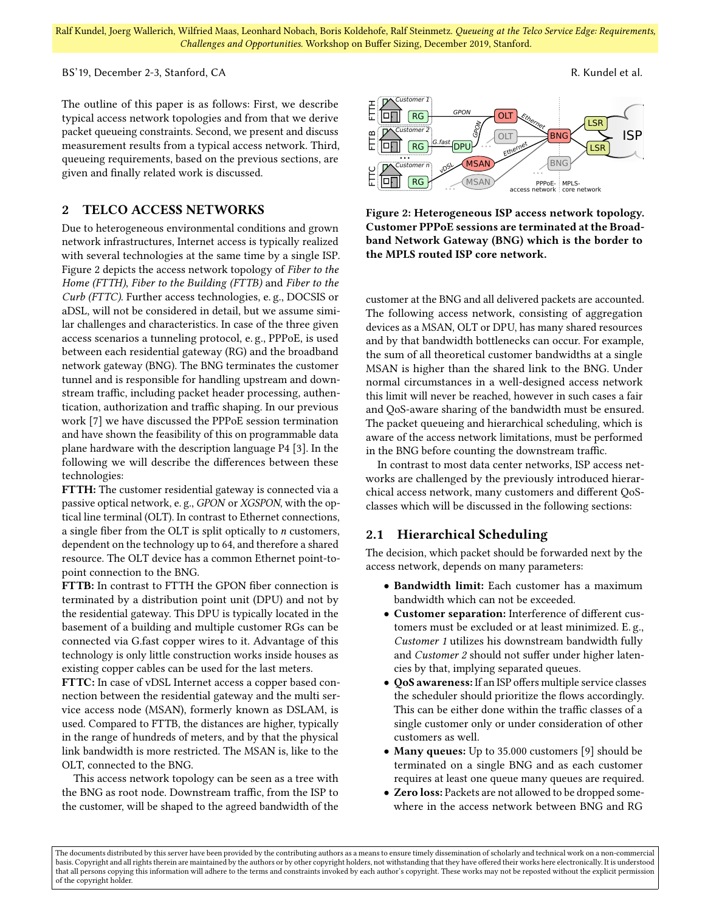The outline of this paper is as follows: First, we describe typical access network topologies and from that we derive packet queueing constraints. Second, we present and discuss measurement results from a typical access network. Third, queueing requirements, based on the previous sections, are given and finally related work is discussed.

## 2 TELCO ACCESS NETWORKS

Due to heterogeneous environmental conditions and grown network infrastructures, Internet access is typically realized with several technologies at the same time by a single ISP. Figure 2 depicts the access network topology of *Fiber to the Home (FTTH)*, *Fiber to the Building (FTTB)* and *Fiber to the Curb (FTTC)*. Further access technologies, e. g., DOCSIS or aDSL, will not be considered in detail, but we assume similar challenges and characteristics. In case of the three given access scenarios a tunneling protocol, e. g., PPPoE, is used between each residential gateway (RG) and the broadband network gateway (BNG). The BNG terminates the customer tunnel and is responsible for handling upstream and downstream traffic, including packet header processing, authentication, authorization and traffic shaping. In our previous work [7] we have discussed the PPPoE session termination and have shown the feasibility of this on programmable data plane hardware with the description language P4 [3]. In the following we will describe the differences between these technologies:

**FTTH:** The customer residential gateway is connected via a passive optical network, e. g., *GPON* or *XGSPON*, with the optical line terminal (OLT). In contrast to Ethernet connections, a single fiber from the OLT is split optically to *n* customers, dependent on the technology up to 64, and therefore a shared resource. The OLT device has a common Ethernet point-to-point connection to the BNG.

**FTTB:** In contrast to FTTH the GPON fiber connection is terminated by a distribution point unit (DPU) and not by the residential gateway. This DPU is typically located in the basement of a building and multiple customer RGs can be connected via G.fast copper wires to it. Advantage of this technology is only little construction works inside houses as existing copper cables can be used for the last meters.

**FTTC:** In case of vDSL Internet access a copper based connection between the residential gateway and the multi service access node (MSAN), formerly known as DSLAM, is used. Compared to FTTB, the distances are higher, typically in the range of hundreds of meters, and by that the physical link bandwidth is more restricted. The MSAN is, like to the OLT, connected to the BNG.

This access network topology can be seen as a tree with the BNG as root node. Downstream traffic, from the ISP to the customer, will be shaped to the agreed bandwidth of the customer at the BNG and all delivered packets are accounted. The following access network, consisting of aggregation devices as a MSAN, OLT or DPU, has many shared resources and by that bandwidth bottlenecks can occur. For example, the sum of all theoretical customer bandwidths at a single MSAN is higher than the shared link to the BNG. Under normal circumstances in a well-designed access network this limit will never be reached, however in such cases a fair and QoS-aware sharing of the bandwidth must be ensured. The packet queueing and hierarchical scheduling, which is aware of the access network limitations, must be performed in the BNG before counting the downstream traffic.

**Figure 2: Heterogeneous ISP access network topology. Customer PPPoE sessions are terminated at the Broadband Network Gateway (BNG) which is the border to the MPLS routed ISP core network.**

In contrast to most data center networks, ISP access networks are challenged by the previously introduced hierarchical access network, many customers and different QoS-classes which will be discussed in the following sections:

### 2.1 Hierarchical Scheduling

The decision, which packet should be forwarded next by the access network, depends on many parameters:

- **Bandwidth limit:** Each customer has a maximum bandwidth which can not be exceeded.
- **Customer separation:** Interference of different customers must be excluded or at least minimized. E. g., *Customer 1* utilizes his downstream bandwidth fully and *Customer 2* should not suffer under higher latencies by that, implying separated queues.
- **QoS awareness:** If an ISP offers multiple service classes the scheduler should prioritize the flows accordingly. This can be either done within the traffic classes of a single customer only or under consideration of other customers as well.
- **Many queues:** Up to 35.000 customers [9] should be terminated on a single BNG and as each customer requires at least one queue many queues are required.
- **Zero loss:** Packets are not allowed to be dropped somewhere in the access network between BNG and RG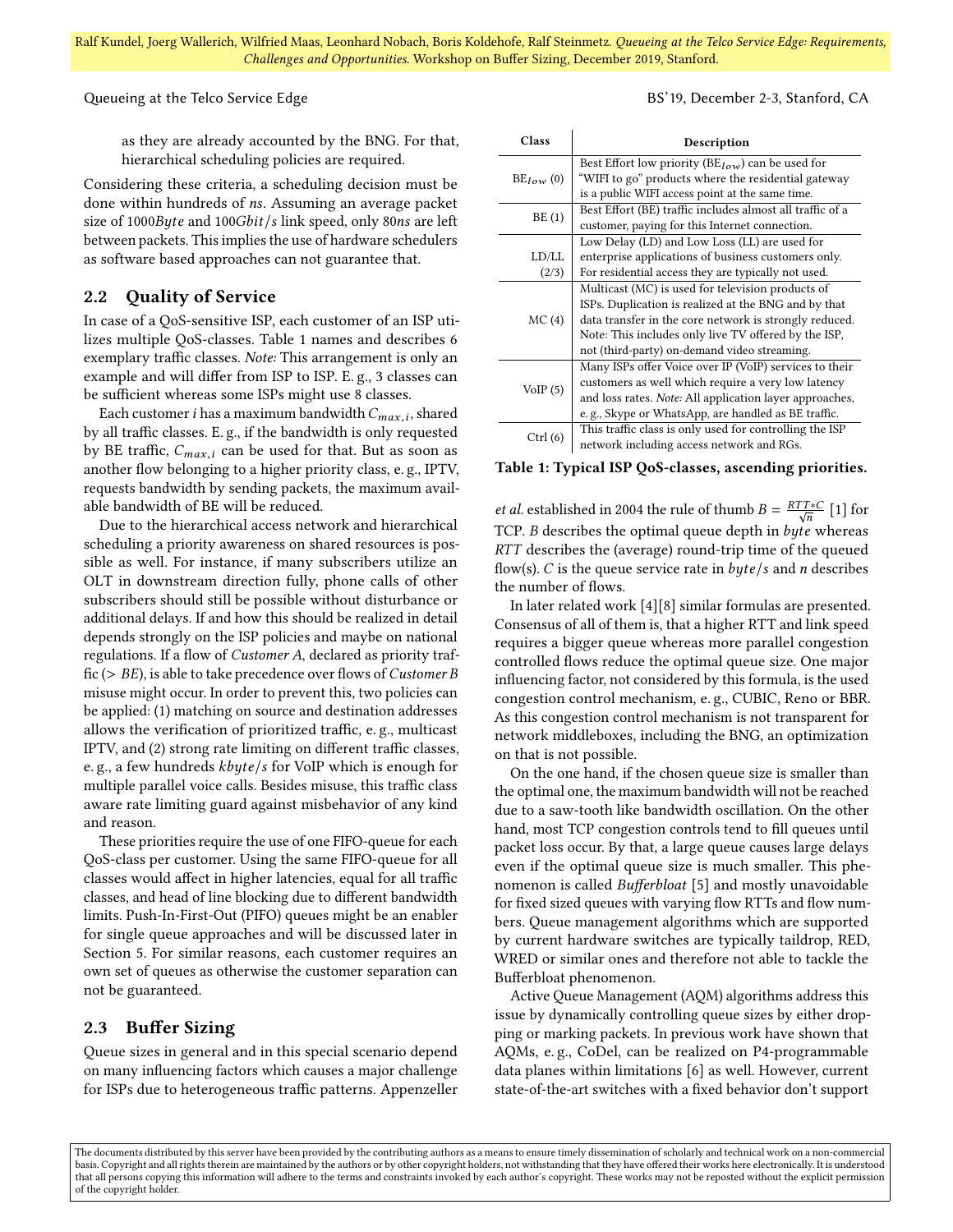as they are already accounted by the BNG. For that, hierarchical scheduling policies are required.

Considering these criteria, a scheduling decision must be done within hundreds of *ns*. Assuming an average packet size of $1000 Byte$ and $100 Gbit/s$ link speed, only $80 ns$ are left between packets. This implies the use of hardware schedulers as software based approaches can not guarantee that.

## 2.2 Quality of Service

In case of a QoS-sensitive ISP, each customer of an ISP utilizes multiple QoS-classes. Table 1 names and describes 6 exemplary traffic classes. *Note:* This arrangement is only an example and will differ from ISP to ISP. E. g., 3 classes can be sufficient whereas some ISPs might use 8 classes.

Each customer $i$ has a maximum bandwidth $C_{max,i}$, shared by all traffic classes. E. g., if the bandwidth is only requested by BE traffic, $C_{max,i}$ can be used for that. But as soon as another flow belonging to a higher priority class, e. g., IPTV, requests bandwidth by sending packets, the maximum available bandwidth of BE will be reduced.

Due to the hierarchical access network and hierarchical scheduling a priority awareness on shared resources is possible as well. For instance, if many subscribers utilize an OLT in downstream direction fully, phone calls of other subscribers should still be possible without disturbance or additional delays. If and how this should be realized in detail depends strongly on the ISP policies and maybe on national regulations. If a flow of *Customer A*, declared as priority traffic (> *BE*), is able to take precedence over flows of *Customer B* misuse might occur. In order to prevent this, two policies can be applied: (1) matching on source and destination addresses allows the verification of prioritized traffic, e. g., multicast IPTV, and (2) strong rate limiting on different traffic classes, e. g., a few hundreds $kbyte/s$ for VoIP which is enough for multiple parallel voice calls. Besides misuse, this traffic class aware rate limiting guard against misbehavior of any kind and reason.

These priorities require the use of one FIFO-queue for each QoS-class per customer. Using the same FIFO-queue for all classes would affect in higher latencies, equal for all traffic classes, and head of line blocking due to different bandwidth limits. Push-In-First-Out (PIFO) queues might be an enabler for single queue approaches and will be discussed later in Section 5. For similar reasons, each customer requires an own set of queues as otherwise the customer separation can not be guaranteed.

## 2.3 Buffer Sizing

Queue sizes in general and in this special scenario depend on many influencing factors which causes a major challenge for ISPs due to heterogeneous traffic patterns. Appenzeller *et al.* established in 2004 the rule of thumb $B = \frac{RTT * C}{\sqrt{n}}$ [1] for TCP. $B$ describes the optimal queue depth in $byte$ whereas $RTT$ describes the (average) round-trip time of the queued flow(s). $C$ is the queue service rate in $byte/s$ and $n$ describes the number of flows.

| Class | Description |
|---|---|
| $BE_{low}$ (0) | Best Effort low priority ($BE_{low}$) can be used for "WIFI to go" products where the residential gateway is a public WIFI access point at the same time. |
| BE (1) | Best Effort (BE) traffic includes almost all traffic of a customer, paying for this Internet connection. |
| LD/LL (2/3) | Low Delay (LD) and Low Loss (LL) are used for enterprise applications of business customers only. For residential access they are typically not used. |
| MC (4) | Multicast (MC) is used for television products of ISPs. Duplication is realized at the BNG and by that data transfer in the core network is strongly reduced. Note: This includes only live TV offered by the ISP, not (third-party) on-demand video streaming. |
| VoIP (5) | Many ISPs offer Voice over IP (VoIP) services to their customers as well which require a very low latency and loss rates. *Note:* All application layer approaches, e. g., Skype or WhatsApp, are handled as BE traffic. |
| Ctrl (6) | This traffic class is only used for controlling the ISP network including access network and RGs. |

**Table 1: Typical ISP QoS-classes, ascending priorities.**

In later related work [4][8] similar formulas are presented. Consensus of all of them is, that a higher RTT and link speed requires a bigger queue whereas more parallel congestion controlled flows reduce the optimal queue size. One major influencing factor, not considered by this formula, is the used congestion control mechanism, e. g., CUBIC, Reno or BBR. As this congestion control mechanism is not transparent for network middleboxes, including the BNG, an optimization on that is not possible.

On the one hand, if the chosen queue size is smaller than the optimal one, the maximum bandwidth will not be reached due to a saw-tooth like bandwidth oscillation. On the other hand, most TCP congestion controls tend to fill queues until packet loss occur. By that, a large queue causes large delays even if the optimal queue size is much smaller. This phenomenon is called *Bufferbloat* [5] and mostly unavoidable for fixed sized queues with varying flow RTTs and flow numbers. Queue management algorithms which are supported by current hardware switches are typically taildrop, RED, WRED or similar ones and therefore not able to tackle the Bufferbloat phenomenon.

Active Queue Management (AQM) algorithms address this issue by dynamically controlling queue sizes by either dropping or marking packets. In previous work have shown that AQMs, e. g., CoDel, can be realized on P4-programmable data planes within limitations [6] as well. However, current state-of-the-art switches with a fixed behavior don't support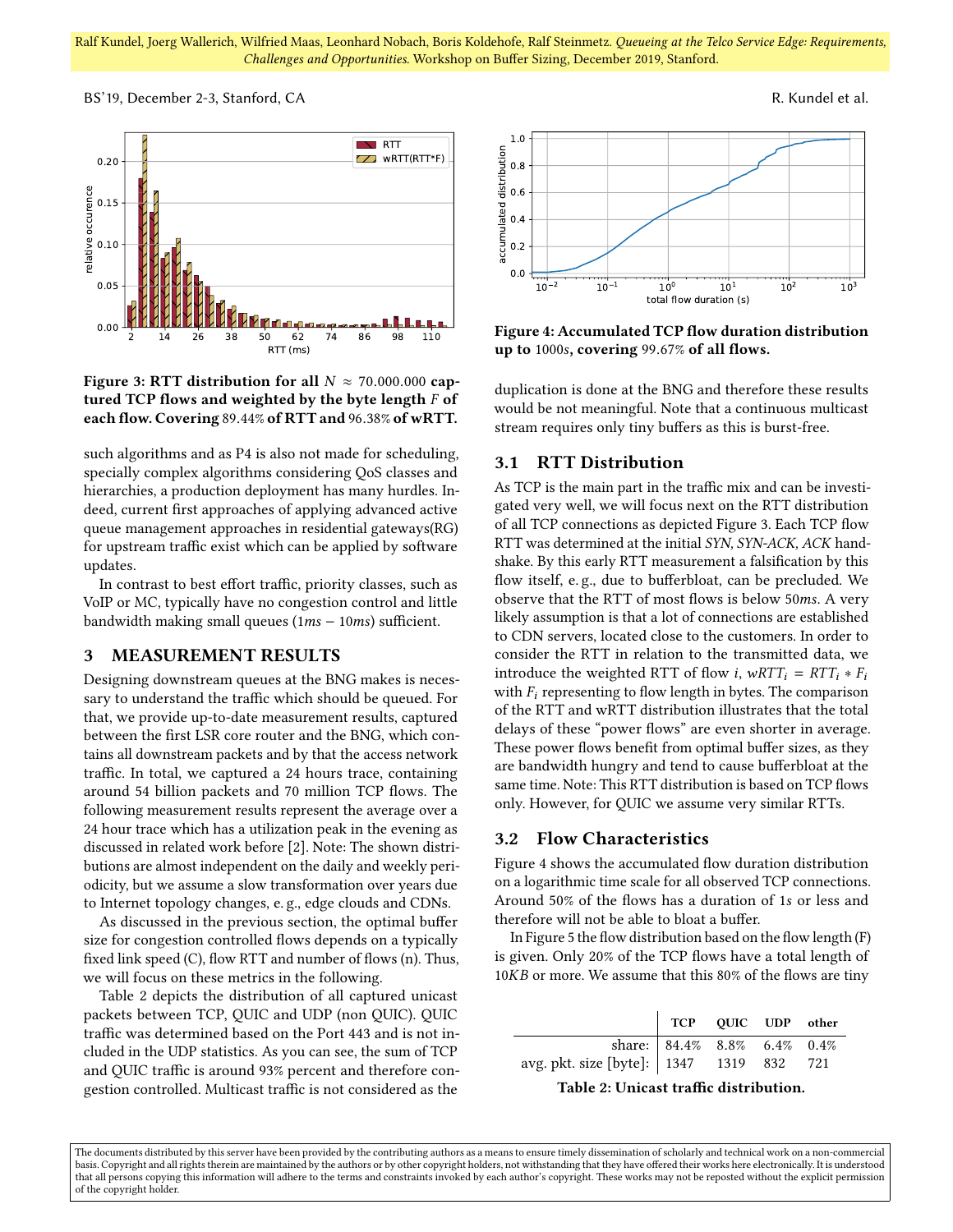Figure 3: RTT distribution for all $N \approx 70.000.000$ captured TCP flows and weighted by the byte length $F$ of each flow. Covering 89.44% of RTT and 96.38% of wRTT.

such algorithms and as P4 is also not made for scheduling, specially complex algorithms considering QoS classes and hierarchies, a production deployment has many hurdles. Indeed, current first approaches of applying advanced active queue management approaches in residential gateways(RG) for upstream traffic exist which can be applied by software updates.

In contrast to best effort traffic, priority classes, such as VoIP or MC, typically have no congestion control and little bandwidth making small queues ($1ms - 10ms$) sufficient.

## 3 MEASUREMENT RESULTS

Designing downstream queues at the BNG makes is necessary to understand the traffic which should be queued. For that, we provide up-to-date measurement results, captured between the first LSR core router and the BNG, which contains all downstream packets and by that the access network traffic. In total, we captured a 24 hours trace, containing around 54 billion packets and 70 million TCP flows. The following measurement results represent the average over a 24 hour trace which has a utilization peak in the evening as discussed in related work before [2]. Note: The shown distributions are almost independent on the daily and weekly periodicity, but we assume a slow transformation over years due to Internet topology changes, e. g., edge clouds and CDNs.

As discussed in the previous section, the optimal buffer size for congestion controlled flows depends on a typically fixed link speed (C), flow RTT and number of flows (n). Thus, we will focus on these metrics in the following.

Table 2 depicts the distribution of all captured unicast packets between TCP, QUIC and UDP (non QUIC). QUIC traffic was determined based on the Port 443 and is not included in the UDP statistics. As you can see, the sum of TCP and QUIC traffic is around 93% percent and therefore congestion controlled. Multicast traffic is not considered as the duplication is done at the BNG and therefore these results would be not meaningful. Note that a continuous multicast stream requires only tiny buffers as this is burst-free.

Figure 4: Accumulated TCP flow duration distribution up to $1000s$, covering 99.67% of all flows.

### 3.1 RTT Distribution

As TCP is the main part in the traffic mix and can be investigated very well, we will focus next on the RTT distribution of all TCP connections as depicted Figure 3. Each TCP flow RTT was determined at the initial *SYN, SYN-ACK, ACK* handshake. By this early RTT measurement a falsification by this flow itself, e. g., due to bufferbloat, can be precluded. We observe that the RTT of most flows is below $50ms$. A very likely assumption is that a lot of connections are established to CDN servers, located close to the customers. In order to consider the RTT in relation to the transmitted data, we introduce the weighted RTT of flow $i$, $wRTT_i = RTT_i * F_i$ with $F_i$ representing to flow length in bytes. The comparison of the RTT and wRTT distribution illustrates that the total delays of these "power flows" are even shorter in average. These power flows benefit from optimal buffer sizes, as they are bandwidth hungry and tend to cause bufferbloat at the same time. Note: This RTT distribution is based on TCP flows only. However, for QUIC we assume very similar RTTs.

### 3.2 Flow Characteristics

Figure 4 shows the accumulated flow duration distribution on a logarithmic time scale for all observed TCP connections. Around 50% of the flows has a duration of 1s or less and therefore will not be able to bloat a buffer.

In Figure 5 the flow distribution based on the flow length (F) is given. Only 20% of the TCP flows have a total length of $10KB$ or more. We assume that this 80% of the flows are tiny

| | TCP | QUIC | UDP | other |
|---|---|---|---|---|
| share: | 84.4% | 8.8% | 6.4% | 0.4% |
| avg. pkt. size [byte]: | 1347 | 1319 | 832 | 721 |

Table 2: Unicast traffic distribution.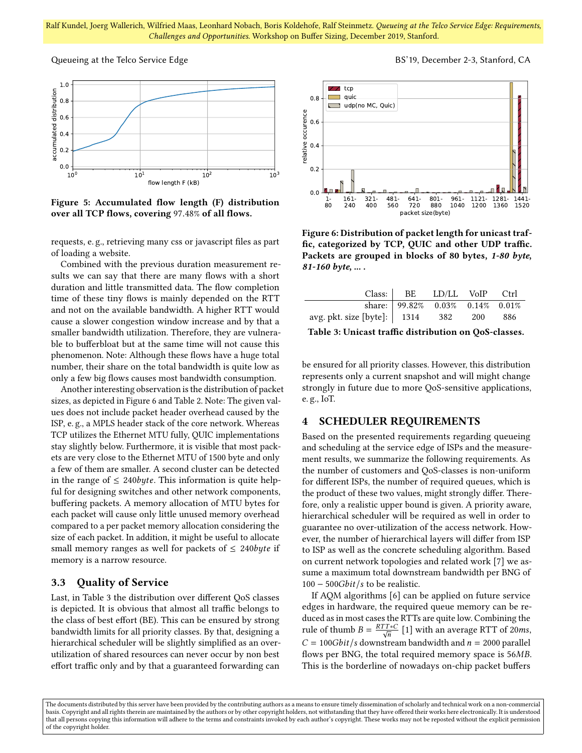Figure 5: Accumulated flow length (F) distribution over all TCP flows, covering 97.48% of all flows.

requests, e. g., retrieving many css or javascript files as part of loading a website.

Combined with the previous duration measurement results we can say that there are many flows with a short duration and little transmitted data. The flow completion time of these tiny flows is mainly depended on the RTT and not on the available bandwidth. A higher RTT would cause a slower congestion window increase and by that a smaller bandwidth utilization. Therefore, they are vulnerable to bufferbloat but at the same time will not cause this phenomenon. Note: Although these flows have a huge total number, their share on the total bandwidth is quite low as only a few big flows causes most bandwidth consumption.

Another interesting observation is the distribution of packet sizes, as depicted in Figure 6 and Table 2. Note: The given values does not include packet header overhead caused by the ISP, e. g., a MPLS header stack of the core network. Whereas TCP utilizes the Ethernet MTU fully, QUIC implementations stay slightly below. Furthermore, it is visible that most packets are very close to the Ethernet MTU of 1500 byte and only a few of them are smaller. A second cluster can be detected in the range of $\leq 240 byte$. This information is quite helpful for designing switches and other network components, buffering packets. A memory allocation of MTU bytes for each packet will cause only little unused memory overhead compared to a per packet memory allocation considering the size of each packet. In addition, it might be useful to allocate small memory ranges as well for packets of $\leq 240 byte$ if memory is a narrow resource.

### 3.3 Quality of Service

Last, in Table 3 the distribution over different QoS classes is depicted. It is obvious that almost all traffic belongs to the class of best effort (BE). This can be ensured by strong bandwidth limits for all priority classes. By that, designing a hierarchical scheduler will be slightly simplified as an over-utilization of shared resources can never occur by non best effort traffic only and by that a guaranteed forwarding can be ensured for all priority classes. However, this distribution represents only a current snapshot and will might change strongly in future due to more QoS-sensitive applications, e. g., IoT.

Figure 6: Distribution of packet length for unicast traffic, categorized by TCP, QUIC and other UDP traffic. Packets are grouped in blocks of 80 bytes, *1-80 byte, 81-160 byte, ...* .

| Class: | BE | LD/LL | VoIP | Ctrl |
|---|---|---|---|---|
| share: | 99.82% | 0.03% | 0.14% | 0.01% |
| avg. pkt. size [byte]: | 1314 | 382 | 200 | 886 |

Table 3: Unicast traffic distribution on QoS-classes.

## 4 SCHEDULER REQUIREMENTS

Based on the presented requirements regarding queueing and scheduling at the service edge of ISPs and the measurement results, we summarize the following requirements. As the number of customers and QoS-classes is non-uniform for different ISPs, the number of required queues, which is the product of these two values, might strongly differ. Therefore, only a realistic upper bound is given. A priority aware, hierarchical scheduler will be required as well in order to guarantee no over-utilization of the access network. However, the number of hierarchical layers will differ from ISP to ISP as well as the concrete scheduling algorithm. Based on current network topologies and related work [7] we assume a maximum total downstream bandwidth per BNG of $100 - 500 Gbit/s$ to be realistic.

If AQM algorithms [6] can be applied on future service edges in hardware, the required queue memory can be reduced as in most cases the RTTs are quite low. Combining the rule of thumb $B = \frac{RTT * C}{\sqrt{n}}$ [1] with an average RTT of $20ms$, $C = 100 Gbit/s$ downstream bandwidth and $n = 2000$ parallel flows per BNG, the total required memory space is $56MB$. This is the borderline of nowadays on-chip packet buffers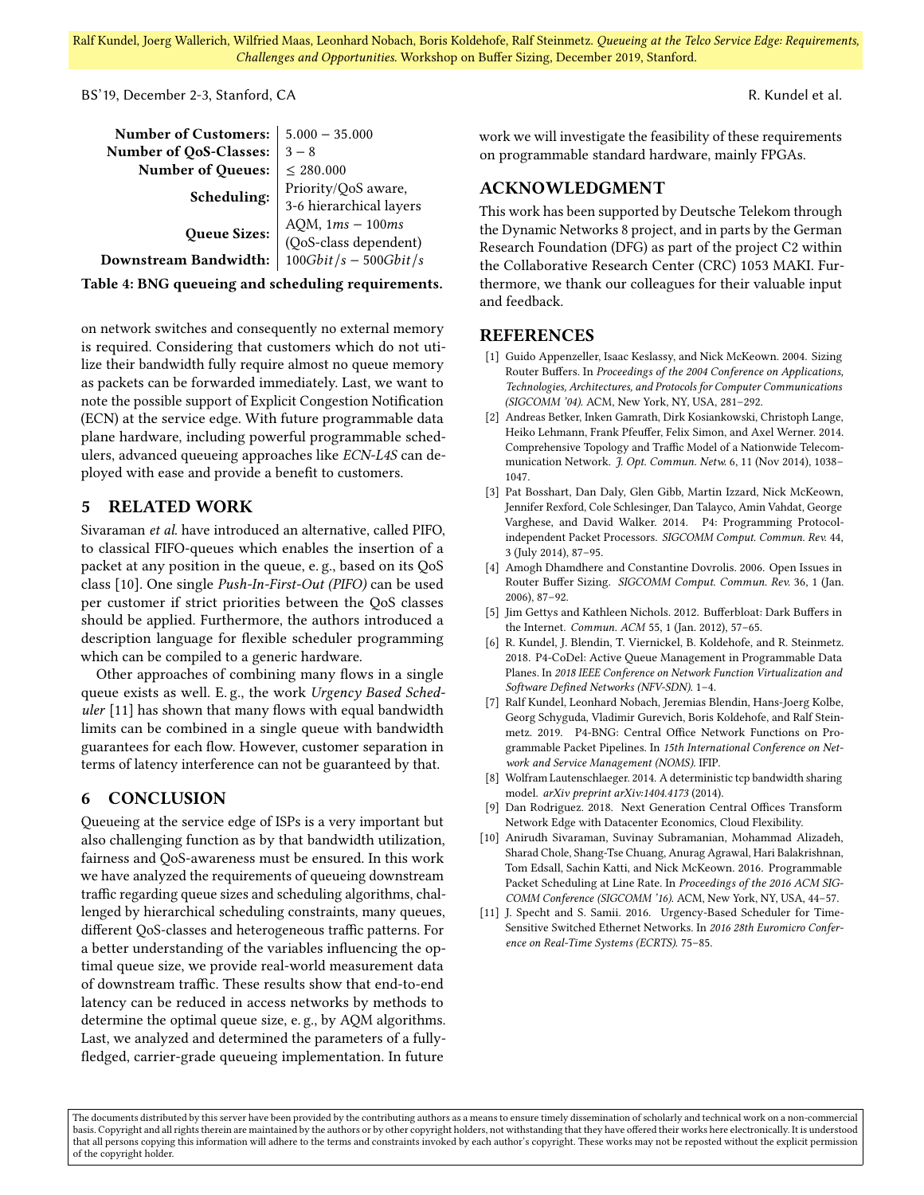| | |
|---|---|
| **Number of Customers:** | $5.000 - 35.000$ |
| **Number of QoS-Classes:** | $3 - 8$ |
| **Number of Queues:** | $\leq 280.000$ |
| **Scheduling:** | Priority/QoS aware, 3-6 hierarchical layers |
| **Queue Sizes:** | AQM, $1ms - 100ms$ (QoS-class dependent) |
| **Downstream Bandwidth:** | $100Gbit/s - 500Gbit/s$ |

**Table 4: BNG queueing and scheduling requirements.**

on network switches and consequently no external memory is required. Considering that customers which do not utilize their bandwidth fully require almost no queue memory as packets can be forwarded immediately. Last, we want to note the possible support of Explicit Congestion Notification (ECN) at the service edge. With future programmable data plane hardware, including powerful programmable schedulers, advanced queueing approaches like *ECN-L4S* can deployed with ease and provide a benefit to customers.

## 5 RELATED WORK

Sivaraman *et al.* have introduced an alternative, called PIFO, to classical FIFO-queues which enables the insertion of a packet at any position in the queue, e. g., based on its QoS class [10]. One single *Push-In-First-Out (PIFO)* can be used per customer if strict priorities between the QoS classes should be applied. Furthermore, the authors introduced a description language for flexible scheduler programming which can be compiled to a generic hardware.

Other approaches of combining many flows in a single queue exists as well. E. g., the work *Urgency Based Scheduler* [11] has shown that many flows with equal bandwidth limits can be combined in a single queue with bandwidth guarantees for each flow. However, customer separation in terms of latency interference can not be guaranteed by that.

## 6 CONCLUSION

Queueing at the service edge of ISPs is a very important but also challenging function as by that bandwidth utilization, fairness and QoS-awareness must be ensured. In this work we have analyzed the requirements of queueing downstream traffic regarding queue sizes and scheduling algorithms, challenged by hierarchical scheduling constraints, many queues, different QoS-classes and heterogeneous traffic patterns. For a better understanding of the variables influencing the optimal queue size, we provide real-world measurement data of downstream traffic. These results show that end-to-end latency can be reduced in access networks by methods to determine the optimal queue size, e. g., by AQM algorithms. Last, we analyzed and determined the parameters of a fully-fledged, carrier-grade queueing implementation. In future work we will investigate the feasibility of these requirements on programmable standard hardware, mainly FPGAs.

## ACKNOWLEDGMENT

This work has been supported by Deutsche Telekom through the Dynamic Networks 8 project, and in parts by the German Research Foundation (DFG) as part of the project C2 within the Collaborative Research Center (CRC) 1053 MAKI. Furthermore, we thank our colleagues for their valuable input and feedback.

## REFERENCES

[1] Guido Appenzeller, Isaac Keslassy, and Nick McKeown. 2004. Sizing Router Buffers. In *Proceedings of the 2004 Conference on Applications, Technologies, Architectures, and Protocols for Computer Communications (SIGCOMM '04)*. ACM, New York, NY, USA, 281–292.

[2] Andreas Betker, Inken Gamrath, Dirk Kosiankowski, Christoph Lange, Heiko Lehmann, Frank Pfeuffer, Felix Simon, and Axel Werner. 2014. Comprehensive Topology and Traffic Model of a Nationwide Telecommunication Network. *J. Opt. Commun. Netw.* 6, 11 (Nov 2014), 1038–1047.

[3] Pat Bosshart, Dan Daly, Glen Gibb, Martin Izzard, Nick McKeown, Jennifer Rexford, Cole Schlesinger, Dan Talayco, Amin Vahdat, George Varghese, and David Walker. 2014. P4: Programming Protocol-independent Packet Processors. *SIGCOMM Comput. Commun. Rev.* 44, 3 (July 2014), 87–95.

[4] Amogh Dhamdhere and Constantine Dovrolis. 2006. Open Issues in Router Buffer Sizing. *SIGCOMM Comput. Commun. Rev.* 36, 1 (Jan. 2006), 87–92.

[5] Jim Gettys and Kathleen Nichols. 2012. Bufferbloat: Dark Buffers in the Internet. *Commun. ACM* 55, 1 (Jan. 2012), 57–65.

[6] R. Kundel, J. Blendin, T. Viernickel, B. Koldehofe, and R. Steinmetz. 2018. P4-CoDel: Active Queue Management in Programmable Data Planes. In *2018 IEEE Conference on Network Function Virtualization and Software Defined Networks (NFV-SDN)*. 1–4.

[7] Ralf Kundel, Leonhard Nobach, Jeremias Blendin, Hans-Joerg Kolbe, Georg Schyguda, Vladimir Gurevich, Boris Koldehofe, and Ralf Steinmetz. 2019. P4-BNG: Central Office Network Functions on Programmable Packet Pipelines. In *15th International Conference on Network and Service Management (NOMS)*. IFIP.

[8] Wolfram Lautenschlaeger. 2014. A deterministic tcp bandwidth sharing model. *arXiv preprint arXiv:1404.4173* (2014).

[9] Dan Rodriguez. 2018. Next Generation Central Offices Transform Network Edge with Datacenter Economics, Cloud Flexibility.

[10] Anirudh Sivaraman, Suvinay Subramanian, Mohammad Alizadeh, Sharad Chole, Shang-Tse Chuang, Anurag Agrawal, Hari Balakrishnan, Tom Edsall, Sachin Katti, and Nick McKeown. 2016. Programmable Packet Scheduling at Line Rate. In *Proceedings of the 2016 ACM SIGCOMM Conference (SIGCOMM '16)*. ACM, New York, NY, USA, 44–57.

[11] J. Specht and S. Samii. 2016. Urgency-Based Scheduler for Time-Sensitive Switched Ethernet Networks. In *2016 28th Euromicro Conference on Real-Time Systems (ECRTS)*. 75–85.

The documents distributed by this server have been provided by the contributing authors as a means to ensure timely dissemination of scholarly and technical work on a non-commercial basis. Copyright and all rights therein are maintained by the authors or by other copyright holders, not withstanding that they have offered their works here electronically. It is understood that all persons copying this information will adhere to the terms and constraints invoked by each author's copyright. These works may not be reposted without the explicit permission of the copyright holder.